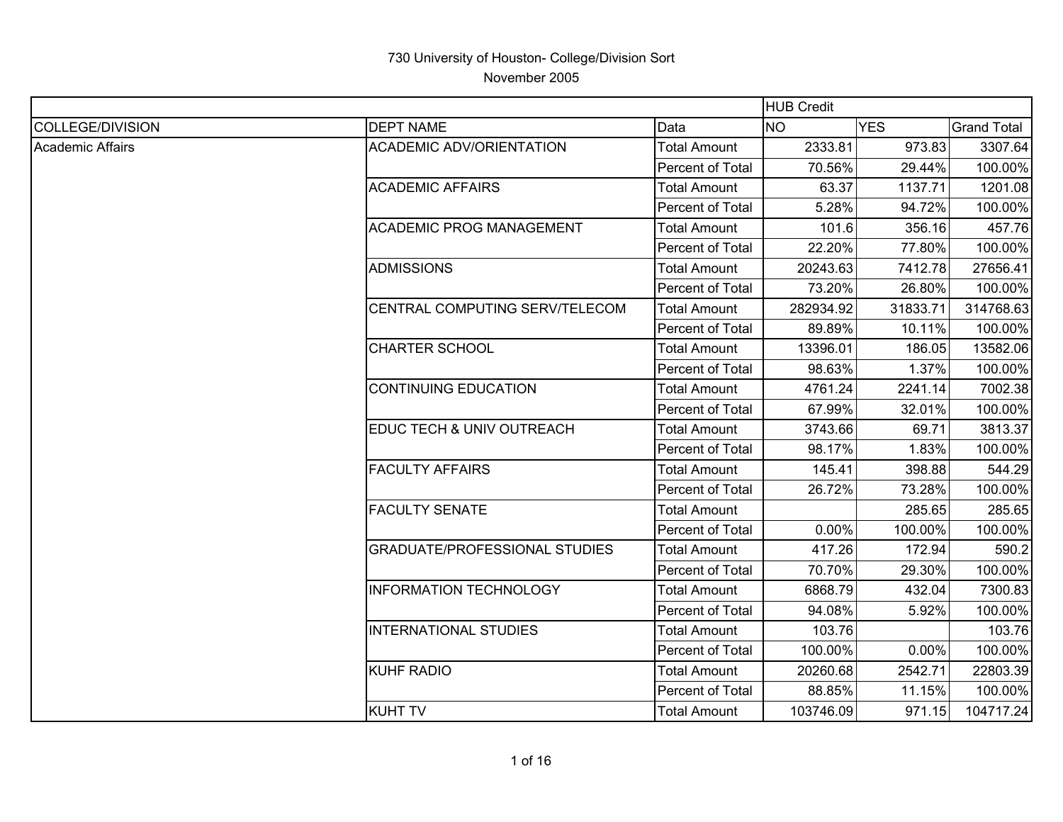730 University of Houston- College/Division Sort

November 2005

| | | | HUB Credit | | |
|---|---|---|---|---|---|
| COLLEGE/DIVISION | DEPT NAME | Data | NO | YES | Grand Total |
| Academic Affairs | ACADEMIC ADV/ORIENTATION | Total Amount | 2333.81 | 973.83 | 3307.64 |
| | | Percent of Total | 70.56% | 29.44% | 100.00% |
| | ACADEMIC AFFAIRS | Total Amount | 63.37 | 1137.71 | 1201.08 |
| | | Percent of Total | 5.28% | 94.72% | 100.00% |
| | ACADEMIC PROG MANAGEMENT | Total Amount | 101.6 | 356.16 | 457.76 |
| | | Percent of Total | 22.20% | 77.80% | 100.00% |
| | ADMISSIONS | Total Amount | 20243.63 | 7412.78 | 27656.41 |
| | | Percent of Total | 73.20% | 26.80% | 100.00% |
| | CENTRAL COMPUTING SERV/TELECOM | Total Amount | 282934.92 | 31833.71 | 314768.63 |
| | | Percent of Total | 89.89% | 10.11% | 100.00% |
| | CHARTER SCHOOL | Total Amount | 13396.01 | 186.05 | 13582.06 |
| | | Percent of Total | 98.63% | 1.37% | 100.00% |
| | CONTINUING EDUCATION | Total Amount | 4761.24 | 2241.14 | 7002.38 |
| | | Percent of Total | 67.99% | 32.01% | 100.00% |
| | EDUC TECH & UNIV OUTREACH | Total Amount | 3743.66 | 69.71 | 3813.37 |
| | | Percent of Total | 98.17% | 1.83% | 100.00% |
| | FACULTY AFFAIRS | Total Amount | 145.41 | 398.88 | 544.29 |
| | | Percent of Total | 26.72% | 73.28% | 100.00% |
| | FACULTY SENATE | Total Amount | | 285.65 | 285.65 |
| | | Percent of Total | 0.00% | 100.00% | 100.00% |
| | GRADUATE/PROFESSIONAL STUDIES | Total Amount | 417.26 | 172.94 | 590.2 |
| | | Percent of Total | 70.70% | 29.30% | 100.00% |
| | INFORMATION TECHNOLOGY | Total Amount | 6868.79 | 432.04 | 7300.83 |
| | | Percent of Total | 94.08% | 5.92% | 100.00% |
| | INTERNATIONAL STUDIES | Total Amount | 103.76 | | 103.76 |
| | | Percent of Total | 100.00% | 0.00% | 100.00% |
| | KUHF RADIO | Total Amount | 20260.68 | 2542.71 | 22803.39 |
| | | Percent of Total | 88.85% | 11.15% | 100.00% |
| | KUHT TV | Total Amount | 103746.09 | 971.15 | 104717.24 |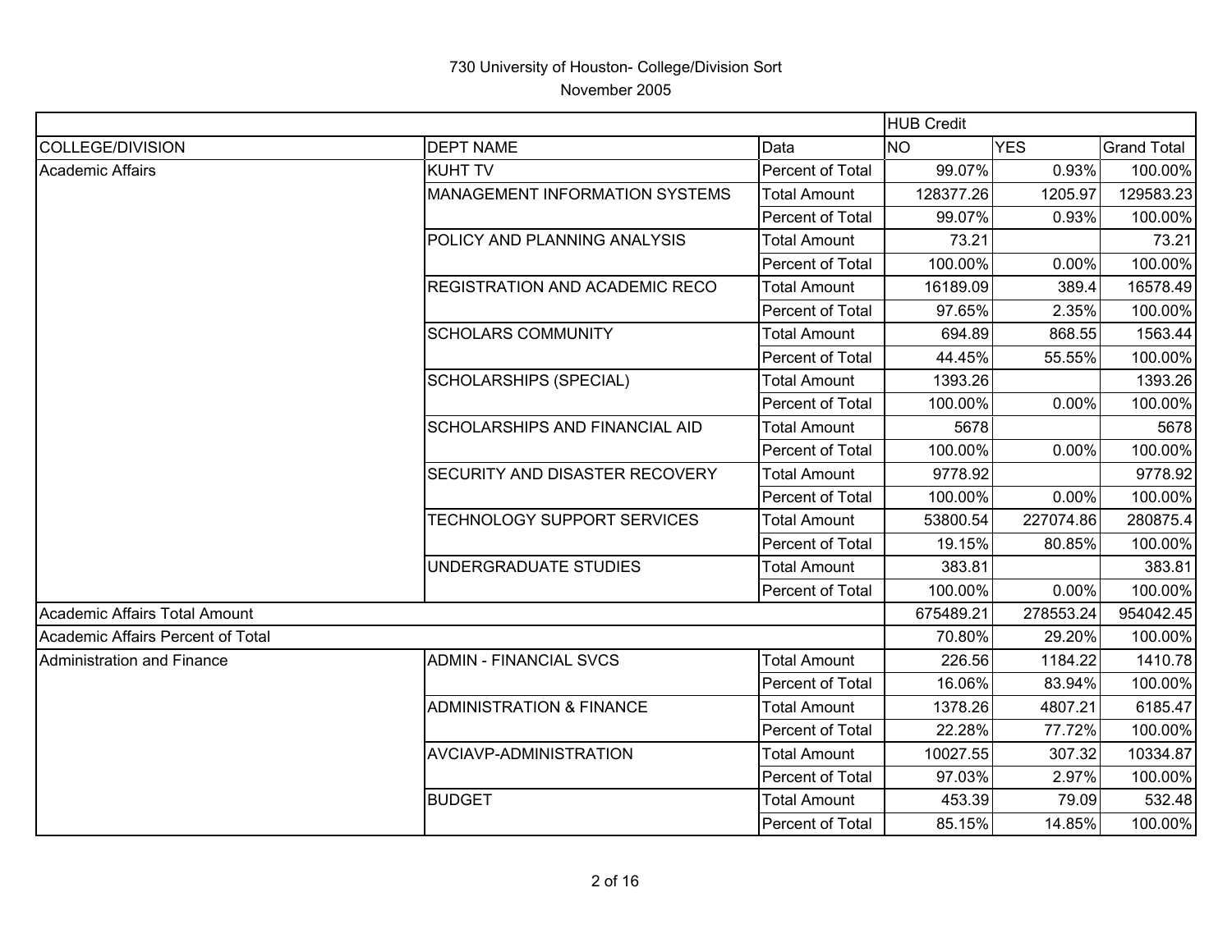730 University of Houston- College/Division Sort

November 2005

| | | | HUB Credit | | |
|---|---|---|---|---|---|
| COLLEGE/DIVISION | DEPT NAME | Data | NO | YES | Grand Total |
| Academic Affairs | KUHT TV | Percent of Total | 99.07% | 0.93% | 100.00% |
| | MANAGEMENT INFORMATION SYSTEMS | Total Amount | 128377.26 | 1205.97 | 129583.23 |
| | | Percent of Total | 99.07% | 0.93% | 100.00% |
| | POLICY AND PLANNING ANALYSIS | Total Amount | 73.21 | | 73.21 |
| | | Percent of Total | 100.00% | 0.00% | 100.00% |
| | REGISTRATION AND ACADEMIC RECO | Total Amount | 16189.09 | 389.4 | 16578.49 |
| | | Percent of Total | 97.65% | 2.35% | 100.00% |
| | SCHOLARS COMMUNITY | Total Amount | 694.89 | 868.55 | 1563.44 |
| | | Percent of Total | 44.45% | 55.55% | 100.00% |
| | SCHOLARSHIPS (SPECIAL) | Total Amount | 1393.26 | | 1393.26 |
| | | Percent of Total | 100.00% | 0.00% | 100.00% |
| | SCHOLARSHIPS AND FINANCIAL AID | Total Amount | 5678 | | 5678 |
| | | Percent of Total | 100.00% | 0.00% | 100.00% |
| | SECURITY AND DISASTER RECOVERY | Total Amount | 9778.92 | | 9778.92 |
| | | Percent of Total | 100.00% | 0.00% | 100.00% |
| | TECHNOLOGY SUPPORT SERVICES | Total Amount | 53800.54 | 227074.86 | 280875.4 |
| | | Percent of Total | 19.15% | 80.85% | 100.00% |
| | UNDERGRADUATE STUDIES | Total Amount | 383.81 | | 383.81 |
| | | Percent of Total | 100.00% | 0.00% | 100.00% |
| Academic Affairs Total Amount | | | 675489.21 | 278553.24 | 954042.45 |
| Academic Affairs Percent of Total | | | 70.80% | 29.20% | 100.00% |
| Administration and Finance | ADMIN - FINANCIAL SVCS | Total Amount | 226.56 | 1184.22 | 1410.78 |
| | | Percent of Total | 16.06% | 83.94% | 100.00% |
| | ADMINISTRATION & FINANCE | Total Amount | 1378.26 | 4807.21 | 6185.47 |
| | | Percent of Total | 22.28% | 77.72% | 100.00% |
| | AVCIAVP-ADMINISTRATION | Total Amount | 10027.55 | 307.32 | 10334.87 |
| | | Percent of Total | 97.03% | 2.97% | 100.00% |
| | BUDGET | Total Amount | 453.39 | 79.09 | 532.48 |
| | | Percent of Total | 85.15% | 14.85% | 100.00% |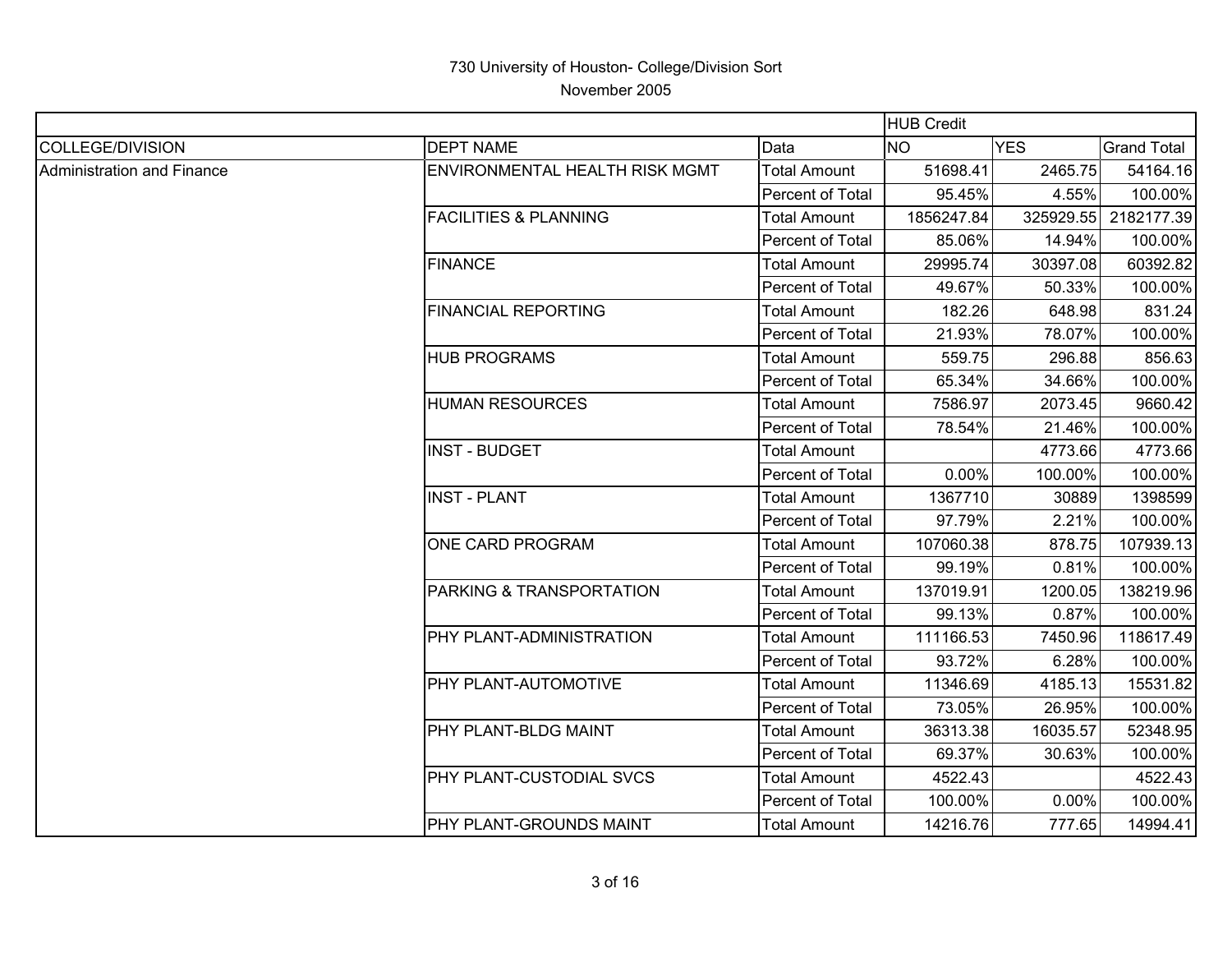730 University of Houston- College/Division Sort

November 2005

| | | | HUB Credit | | |
|---|---|---|---|---|---|
| COLLEGE/DIVISION | DEPT NAME | Data | NO | YES | Grand Total |
| Administration and Finance | ENVIRONMENTAL HEALTH RISK MGMT | Total Amount | 51698.41 | 2465.75 | 54164.16 |
| | | Percent of Total | 95.45% | 4.55% | 100.00% |
| | FACILITIES & PLANNING | Total Amount | 1856247.84 | 325929.55 | 2182177.39 |
| | | Percent of Total | 85.06% | 14.94% | 100.00% |
| | FINANCE | Total Amount | 29995.74 | 30397.08 | 60392.82 |
| | | Percent of Total | 49.67% | 50.33% | 100.00% |
| | FINANCIAL REPORTING | Total Amount | 182.26 | 648.98 | 831.24 |
| | | Percent of Total | 21.93% | 78.07% | 100.00% |
| | HUB PROGRAMS | Total Amount | 559.75 | 296.88 | 856.63 |
| | | Percent of Total | 65.34% | 34.66% | 100.00% |
| | HUMAN RESOURCES | Total Amount | 7586.97 | 2073.45 | 9660.42 |
| | | Percent of Total | 78.54% | 21.46% | 100.00% |
| | INST - BUDGET | Total Amount | | 4773.66 | 4773.66 |
| | | Percent of Total | 0.00% | 100.00% | 100.00% |
| | INST - PLANT | Total Amount | 1367710 | 30889 | 1398599 |
| | | Percent of Total | 97.79% | 2.21% | 100.00% |
| | ONE CARD PROGRAM | Total Amount | 107060.38 | 878.75 | 107939.13 |
| | | Percent of Total | 99.19% | 0.81% | 100.00% |
| | PARKING & TRANSPORTATION | Total Amount | 137019.91 | 1200.05 | 138219.96 |
| | | Percent of Total | 99.13% | 0.87% | 100.00% |
| | PHY PLANT-ADMINISTRATION | Total Amount | 111166.53 | 7450.96 | 118617.49 |
| | | Percent of Total | 93.72% | 6.28% | 100.00% |
| | PHY PLANT-AUTOMOTIVE | Total Amount | 11346.69 | 4185.13 | 15531.82 |
| | | Percent of Total | 73.05% | 26.95% | 100.00% |
| | PHY PLANT-BLDG MAINT | Total Amount | 36313.38 | 16035.57 | 52348.95 |
| | | Percent of Total | 69.37% | 30.63% | 100.00% |
| | PHY PLANT-CUSTODIAL SVCS | Total Amount | 4522.43 | | 4522.43 |
| | | Percent of Total | 100.00% | 0.00% | 100.00% |
| | PHY PLANT-GROUNDS MAINT | Total Amount | 14216.76 | 777.65 | 14994.41 |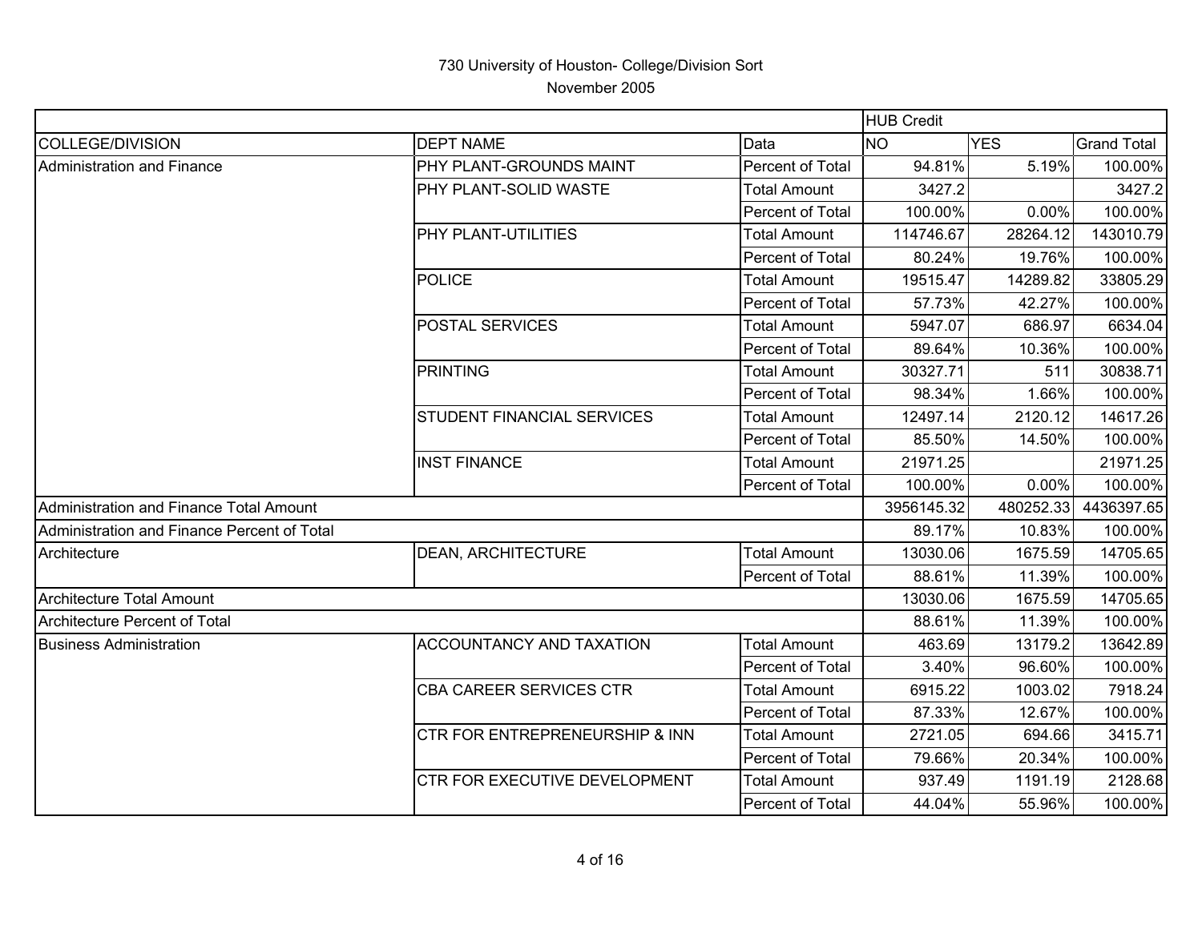730 University of Houston- College/Division Sort

November 2005

| | | | HUB Credit | | |
|---|---|---|---|---|---|
| COLLEGE/DIVISION | DEPT NAME | Data | NO | YES | Grand Total |
| Administration and Finance | PHY PLANT-GROUNDS MAINT | Percent of Total | 94.81% | 5.19% | 100.00% |
| | PHY PLANT-SOLID WASTE | Total Amount | 3427.2 | | 3427.2 |
| | | Percent of Total | 100.00% | 0.00% | 100.00% |
| | PHY PLANT-UTILITIES | Total Amount | 114746.67 | 28264.12 | 143010.79 |
| | | Percent of Total | 80.24% | 19.76% | 100.00% |
| | POLICE | Total Amount | 19515.47 | 14289.82 | 33805.29 |
| | | Percent of Total | 57.73% | 42.27% | 100.00% |
| | POSTAL SERVICES | Total Amount | 5947.07 | 686.97 | 6634.04 |
| | | Percent of Total | 89.64% | 10.36% | 100.00% |
| | PRINTING | Total Amount | 30327.71 | 511 | 30838.71 |
| | | Percent of Total | 98.34% | 1.66% | 100.00% |
| | STUDENT FINANCIAL SERVICES | Total Amount | 12497.14 | 2120.12 | 14617.26 |
| | | Percent of Total | 85.50% | 14.50% | 100.00% |
| | INST FINANCE | Total Amount | 21971.25 | | 21971.25 |
| | | Percent of Total | 100.00% | 0.00% | 100.00% |
| Administration and Finance Total Amount | | | 3956145.32 | 480252.33 | 4436397.65 |
| Administration and Finance Percent of Total | | | 89.17% | 10.83% | 100.00% |
| Architecture | DEAN, ARCHITECTURE | Total Amount | 13030.06 | 1675.59 | 14705.65 |
| | | Percent of Total | 88.61% | 11.39% | 100.00% |
| Architecture Total Amount | | | 13030.06 | 1675.59 | 14705.65 |
| Architecture Percent of Total | | | 88.61% | 11.39% | 100.00% |
| Business Administration | ACCOUNTANCY AND TAXATION | Total Amount | 463.69 | 13179.2 | 13642.89 |
| | | Percent of Total | 3.40% | 96.60% | 100.00% |
| | CBA CAREER SERVICES CTR | Total Amount | 6915.22 | 1003.02 | 7918.24 |
| | | Percent of Total | 87.33% | 12.67% | 100.00% |
| | CTR FOR ENTREPRENEURSHIP & INN | Total Amount | 2721.05 | 694.66 | 3415.71 |
| | | Percent of Total | 79.66% | 20.34% | 100.00% |
| | CTR FOR EXECUTIVE DEVELOPMENT | Total Amount | 937.49 | 1191.19 | 2128.68 |
| | | Percent of Total | 44.04% | 55.96% | 100.00% |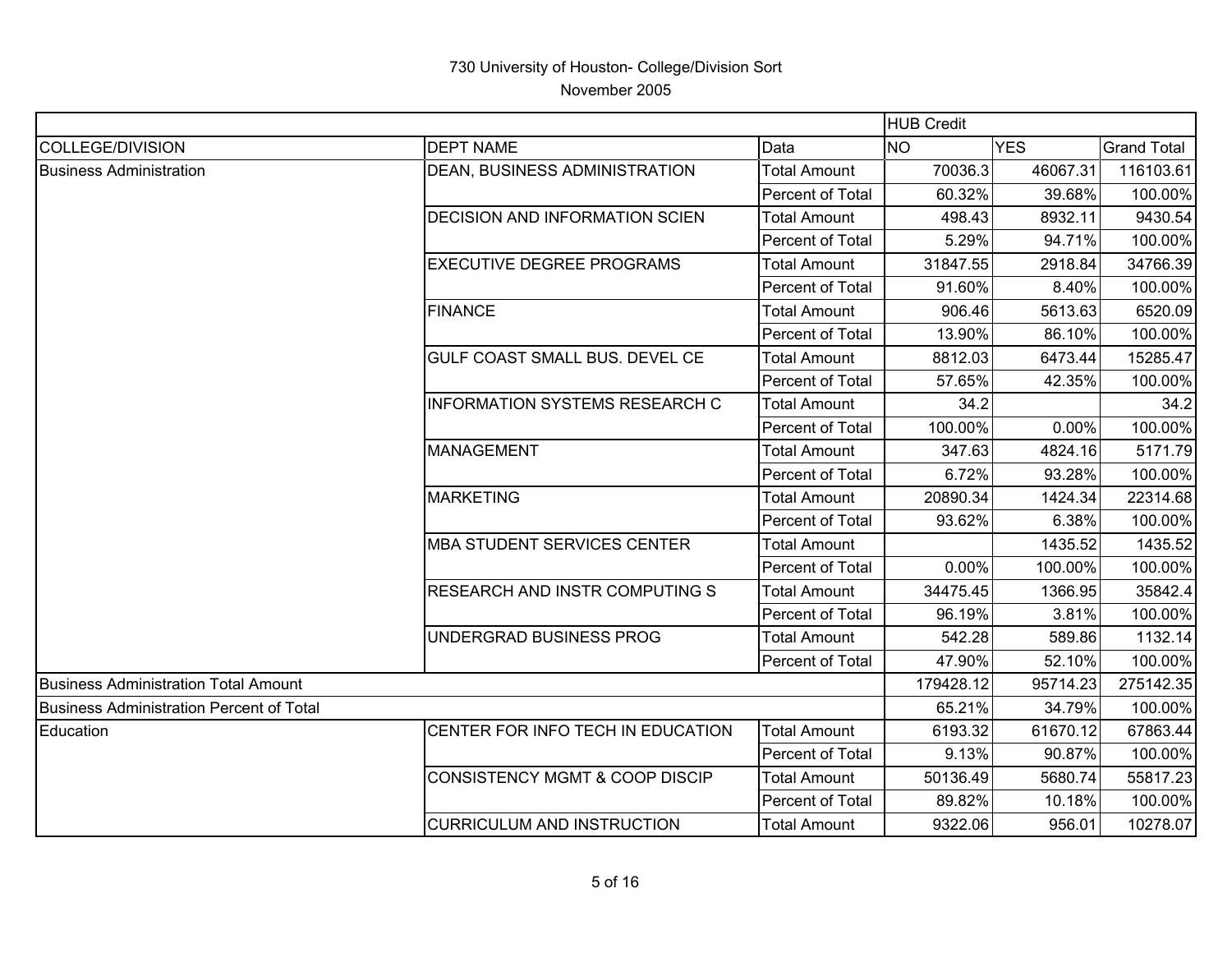730 University of Houston- College/Division Sort

November 2005

| | | | HUB Credit | | |
|---|---|---|---|---|---|
| COLLEGE/DIVISION | DEPT NAME | Data | NO | YES | Grand Total |
| Business Administration | DEAN, BUSINESS ADMINISTRATION | Total Amount | 70036.3 | 46067.31 | 116103.61 |
| | | Percent of Total | 60.32% | 39.68% | 100.00% |
| | DECISION AND INFORMATION SCIEN | Total Amount | 498.43 | 8932.11 | 9430.54 |
| | | Percent of Total | 5.29% | 94.71% | 100.00% |
| | EXECUTIVE DEGREE PROGRAMS | Total Amount | 31847.55 | 2918.84 | 34766.39 |
| | | Percent of Total | 91.60% | 8.40% | 100.00% |
| | FINANCE | Total Amount | 906.46 | 5613.63 | 6520.09 |
| | | Percent of Total | 13.90% | 86.10% | 100.00% |
| | GULF COAST SMALL BUS. DEVEL CE | Total Amount | 8812.03 | 6473.44 | 15285.47 |
| | | Percent of Total | 57.65% | 42.35% | 100.00% |
| | INFORMATION SYSTEMS RESEARCH C | Total Amount | 34.2 | | 34.2 |
| | | Percent of Total | 100.00% | 0.00% | 100.00% |
| | MANAGEMENT | Total Amount | 347.63 | 4824.16 | 5171.79 |
| | | Percent of Total | 6.72% | 93.28% | 100.00% |
| | MARKETING | Total Amount | 20890.34 | 1424.34 | 22314.68 |
| | | Percent of Total | 93.62% | 6.38% | 100.00% |
| | MBA STUDENT SERVICES CENTER | Total Amount | | 1435.52 | 1435.52 |
| | | Percent of Total | 0.00% | 100.00% | 100.00% |
| | RESEARCH AND INSTR COMPUTING S | Total Amount | 34475.45 | 1366.95 | 35842.4 |
| | | Percent of Total | 96.19% | 3.81% | 100.00% |
| | UNDERGRAD BUSINESS PROG | Total Amount | 542.28 | 589.86 | 1132.14 |
| | | Percent of Total | 47.90% | 52.10% | 100.00% |
| Business Administration Total Amount | | | 179428.12 | 95714.23 | 275142.35 |
| Business Administration Percent of Total | | | 65.21% | 34.79% | 100.00% |
| Education | CENTER FOR INFO TECH IN EDUCATION | Total Amount | 6193.32 | 61670.12 | 67863.44 |
| | | Percent of Total | 9.13% | 90.87% | 100.00% |
| | CONSISTENCY MGMT & COOP DISCIP | Total Amount | 50136.49 | 5680.74 | 55817.23 |
| | | Percent of Total | 89.82% | 10.18% | 100.00% |
| | CURRICULUM AND INSTRUCTION | Total Amount | 9322.06 | 956.01 | 10278.07 |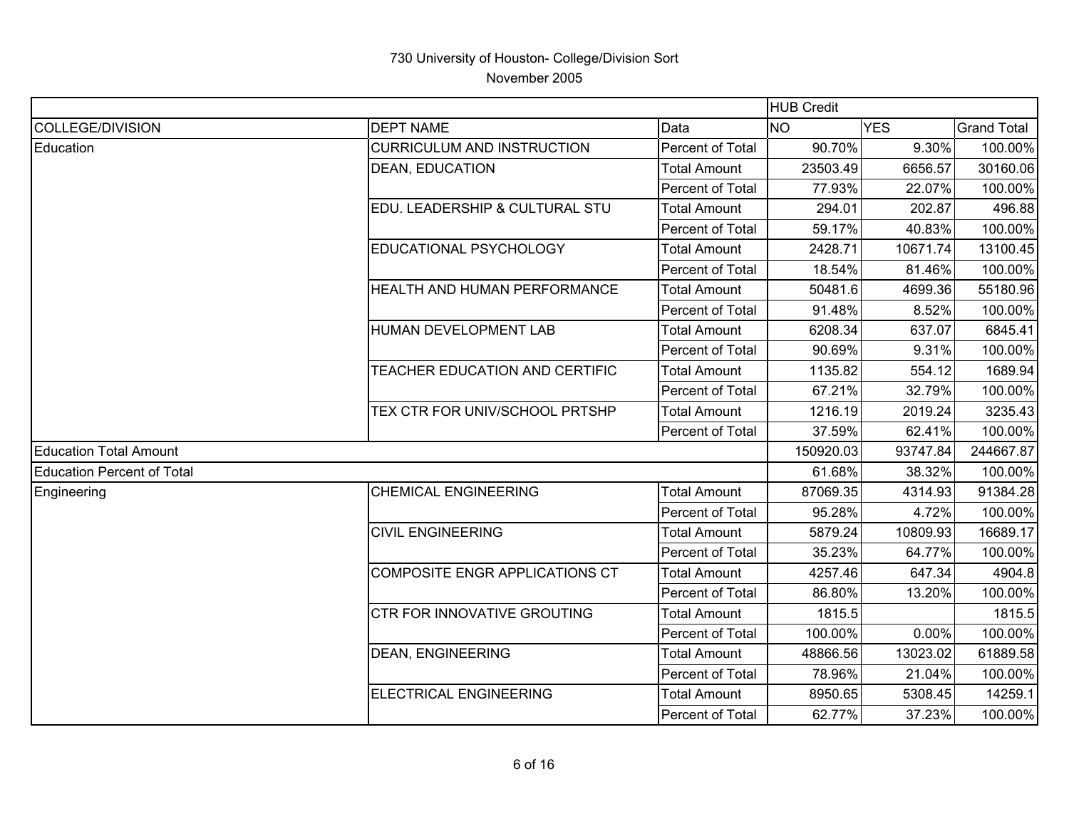730 University of Houston- College/Division Sort

November 2005

| | | | HUB Credit | | |
|---|---|---|---|---|---|
| COLLEGE/DIVISION | DEPT NAME | Data | NO | YES | Grand Total |
| Education | CURRICULUM AND INSTRUCTION | Percent of Total | 90.70% | 9.30% | 100.00% |
| | DEAN, EDUCATION | Total Amount | 23503.49 | 6656.57 | 30160.06 |
| | | Percent of Total | 77.93% | 22.07% | 100.00% |
| | EDU. LEADERSHIP & CULTURAL STU | Total Amount | 294.01 | 202.87 | 496.88 |
| | | Percent of Total | 59.17% | 40.83% | 100.00% |
| | EDUCATIONAL PSYCHOLOGY | Total Amount | 2428.71 | 10671.74 | 13100.45 |
| | | Percent of Total | 18.54% | 81.46% | 100.00% |
| | HEALTH AND HUMAN PERFORMANCE | Total Amount | 50481.6 | 4699.36 | 55180.96 |
| | | Percent of Total | 91.48% | 8.52% | 100.00% |
| | HUMAN DEVELOPMENT LAB | Total Amount | 6208.34 | 637.07 | 6845.41 |
| | | Percent of Total | 90.69% | 9.31% | 100.00% |
| | TEACHER EDUCATION AND CERTIFIC | Total Amount | 1135.82 | 554.12 | 1689.94 |
| | | Percent of Total | 67.21% | 32.79% | 100.00% |
| | TEX CTR FOR UNIV/SCHOOL PRTSHP | Total Amount | 1216.19 | 2019.24 | 3235.43 |
| | | Percent of Total | 37.59% | 62.41% | 100.00% |
| Education Total Amount | | | 150920.03 | 93747.84 | 244667.87 |
| Education Percent of Total | | | 61.68% | 38.32% | 100.00% |
| Engineering | CHEMICAL ENGINEERING | Total Amount | 87069.35 | 4314.93 | 91384.28 |
| | | Percent of Total | 95.28% | 4.72% | 100.00% |
| | CIVIL ENGINEERING | Total Amount | 5879.24 | 10809.93 | 16689.17 |
| | | Percent of Total | 35.23% | 64.77% | 100.00% |
| | COMPOSITE ENGR APPLICATIONS CT | Total Amount | 4257.46 | 647.34 | 4904.8 |
| | | Percent of Total | 86.80% | 13.20% | 100.00% |
| | CTR FOR INNOVATIVE GROUTING | Total Amount | 1815.5 | | 1815.5 |
| | | Percent of Total | 100.00% | 0.00% | 100.00% |
| | DEAN, ENGINEERING | Total Amount | 48866.56 | 13023.02 | 61889.58 |
| | | Percent of Total | 78.96% | 21.04% | 100.00% |
| | ELECTRICAL ENGINEERING | Total Amount | 8950.65 | 5308.45 | 14259.1 |
| | | Percent of Total | 62.77% | 37.23% | 100.00% |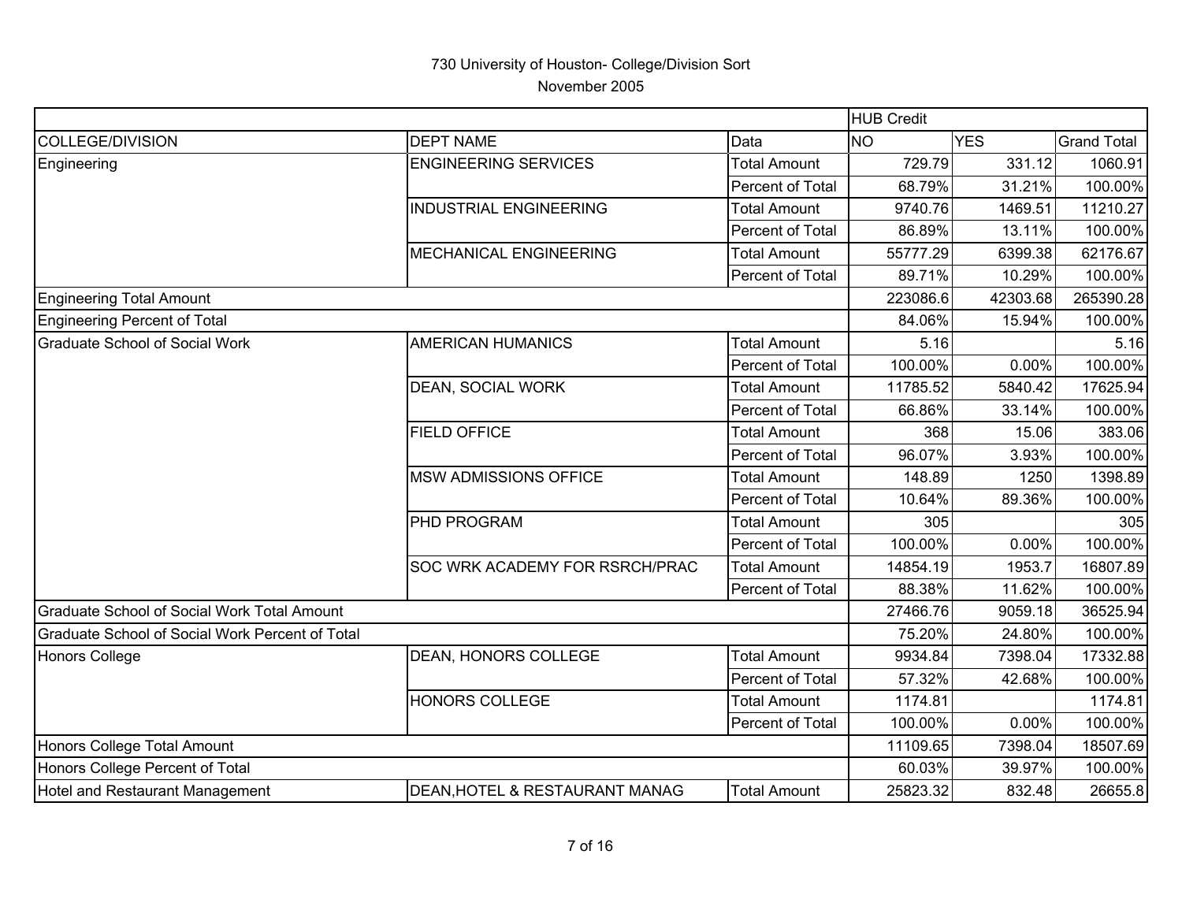730 University of Houston- College/Division Sort

November 2005

| | | | HUB Credit | | |
|---|---|---|---|---|---|
| COLLEGE/DIVISION | DEPT NAME | Data | NO | YES | Grand Total |
| Engineering | ENGINEERING SERVICES | Total Amount | 729.79 | 331.12 | 1060.91 |
| | | Percent of Total | 68.79% | 31.21% | 100.00% |
| | INDUSTRIAL ENGINEERING | Total Amount | 9740.76 | 1469.51 | 11210.27 |
| | | Percent of Total | 86.89% | 13.11% | 100.00% |
| | MECHANICAL ENGINEERING | Total Amount | 55777.29 | 6399.38 | 62176.67 |
| | | Percent of Total | 89.71% | 10.29% | 100.00% |
| Engineering Total Amount | | | 223086.6 | 42303.68 | 265390.28 |
| Engineering Percent of Total | | | 84.06% | 15.94% | 100.00% |
| Graduate School of Social Work | AMERICAN HUMANICS | Total Amount | 5.16 | | 5.16 |
| | | Percent of Total | 100.00% | 0.00% | 100.00% |
| | DEAN, SOCIAL WORK | Total Amount | 11785.52 | 5840.42 | 17625.94 |
| | | Percent of Total | 66.86% | 33.14% | 100.00% |
| | FIELD OFFICE | Total Amount | 368 | 15.06 | 383.06 |
| | | Percent of Total | 96.07% | 3.93% | 100.00% |
| | MSW ADMISSIONS OFFICE | Total Amount | 148.89 | 1250 | 1398.89 |
| | | Percent of Total | 10.64% | 89.36% | 100.00% |
| | PHD PROGRAM | Total Amount | 305 | | 305 |
| | | Percent of Total | 100.00% | 0.00% | 100.00% |
| | SOC WRK ACADEMY FOR RSRCH/PRAC | Total Amount | 14854.19 | 1953.7 | 16807.89 |
| | | Percent of Total | 88.38% | 11.62% | 100.00% |
| Graduate School of Social Work Total Amount | | | 27466.76 | 9059.18 | 36525.94 |
| Graduate School of Social Work Percent of Total | | | 75.20% | 24.80% | 100.00% |
| Honors College | DEAN, HONORS COLLEGE | Total Amount | 9934.84 | 7398.04 | 17332.88 |
| | | Percent of Total | 57.32% | 42.68% | 100.00% |
| | HONORS COLLEGE | Total Amount | 1174.81 | | 1174.81 |
| | | Percent of Total | 100.00% | 0.00% | 100.00% |
| Honors College Total Amount | | | 11109.65 | 7398.04 | 18507.69 |
| Honors College Percent of Total | | | 60.03% | 39.97% | 100.00% |
| Hotel and Restaurant Management | DEAN,HOTEL & RESTAURANT MANAG | Total Amount | 25823.32 | 832.48 | 26655.8 |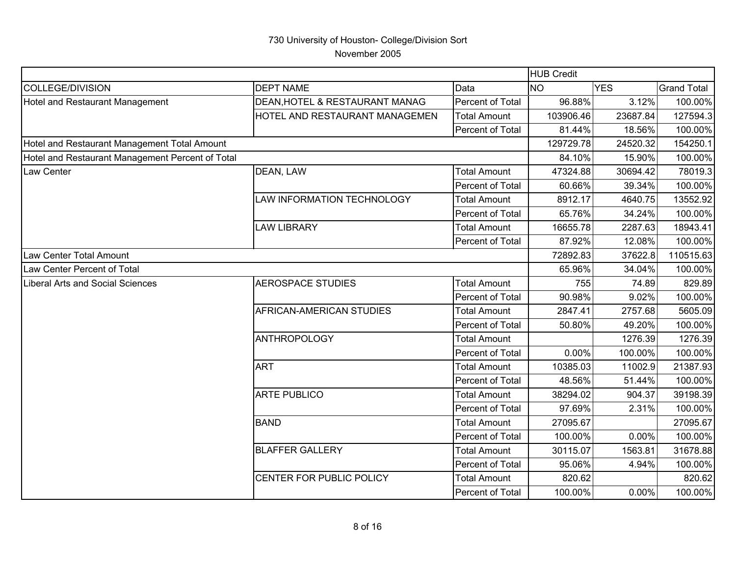730 University of Houston- College/Division Sort

November 2005

| | | | HUB Credit | | |
|---|---|---|---|---|---|
| COLLEGE/DIVISION | DEPT NAME | Data | NO | YES | Grand Total |
| Hotel and Restaurant Management | DEAN,HOTEL & RESTAURANT MANAG | Percent of Total | 96.88% | 3.12% | 100.00% |
| | HOTEL AND RESTAURANT MANAGEMEN | Total Amount | 103906.46 | 23687.84 | 127594.3 |
| | | Percent of Total | 81.44% | 18.56% | 100.00% |
| Hotel and Restaurant Management Total Amount | | | 129729.78 | 24520.32 | 154250.1 |
| Hotel and Restaurant Management Percent of Total | | | 84.10% | 15.90% | 100.00% |
| Law Center | DEAN, LAW | Total Amount | 47324.88 | 30694.42 | 78019.3 |
| | | Percent of Total | 60.66% | 39.34% | 100.00% |
| | LAW INFORMATION TECHNOLOGY | Total Amount | 8912.17 | 4640.75 | 13552.92 |
| | | Percent of Total | 65.76% | 34.24% | 100.00% |
| | LAW LIBRARY | Total Amount | 16655.78 | 2287.63 | 18943.41 |
| | | Percent of Total | 87.92% | 12.08% | 100.00% |
| Law Center Total Amount | | | 72892.83 | 37622.8 | 110515.63 |
| Law Center Percent of Total | | | 65.96% | 34.04% | 100.00% |
| Liberal Arts and Social Sciences | AEROSPACE STUDIES | Total Amount | 755 | 74.89 | 829.89 |
| | | Percent of Total | 90.98% | 9.02% | 100.00% |
| | AFRICAN-AMERICAN STUDIES | Total Amount | 2847.41 | 2757.68 | 5605.09 |
| | | Percent of Total | 50.80% | 49.20% | 100.00% |
| | ANTHROPOLOGY | Total Amount | | 1276.39 | 1276.39 |
| | | Percent of Total | 0.00% | 100.00% | 100.00% |
| | ART | Total Amount | 10385.03 | 11002.9 | 21387.93 |
| | | Percent of Total | 48.56% | 51.44% | 100.00% |
| | ARTE PUBLICO | Total Amount | 38294.02 | 904.37 | 39198.39 |
| | | Percent of Total | 97.69% | 2.31% | 100.00% |
| | BAND | Total Amount | 27095.67 | | 27095.67 |
| | | Percent of Total | 100.00% | 0.00% | 100.00% |
| | BLAFFER GALLERY | Total Amount | 30115.07 | 1563.81 | 31678.88 |
| | | Percent of Total | 95.06% | 4.94% | 100.00% |
| | CENTER FOR PUBLIC POLICY | Total Amount | 820.62 | | 820.62 |
| | | Percent of Total | 100.00% | 0.00% | 100.00% |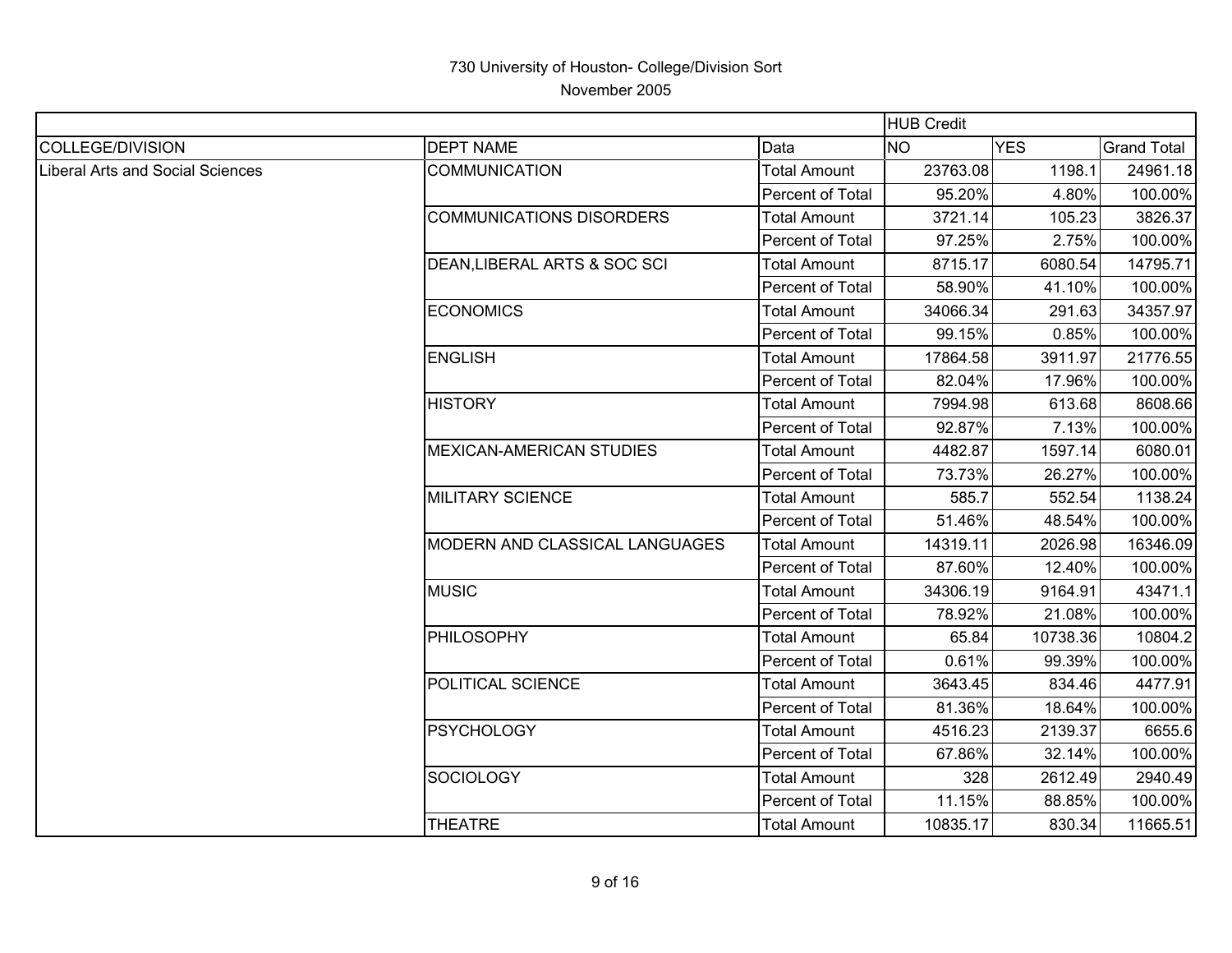730 University of Houston- College/Division Sort

November 2005

| | | | HUB Credit | | |
|---|---|---|---|---|---|
| COLLEGE/DIVISION | DEPT NAME | Data | NO | YES | Grand Total |
| Liberal Arts and Social Sciences | COMMUNICATION | Total Amount | 23763.08 | 1198.1 | 24961.18 |
| | | Percent of Total | 95.20% | 4.80% | 100.00% |
| | COMMUNICATIONS DISORDERS | Total Amount | 3721.14 | 105.23 | 3826.37 |
| | | Percent of Total | 97.25% | 2.75% | 100.00% |
| | DEAN,LIBERAL ARTS & SOC SCI | Total Amount | 8715.17 | 6080.54 | 14795.71 |
| | | Percent of Total | 58.90% | 41.10% | 100.00% |
| | ECONOMICS | Total Amount | 34066.34 | 291.63 | 34357.97 |
| | | Percent of Total | 99.15% | 0.85% | 100.00% |
| | ENGLISH | Total Amount | 17864.58 | 3911.97 | 21776.55 |
| | | Percent of Total | 82.04% | 17.96% | 100.00% |
| | HISTORY | Total Amount | 7994.98 | 613.68 | 8608.66 |
| | | Percent of Total | 92.87% | 7.13% | 100.00% |
| | MEXICAN-AMERICAN STUDIES | Total Amount | 4482.87 | 1597.14 | 6080.01 |
| | | Percent of Total | 73.73% | 26.27% | 100.00% |
| | MILITARY SCIENCE | Total Amount | 585.7 | 552.54 | 1138.24 |
| | | Percent of Total | 51.46% | 48.54% | 100.00% |
| | MODERN AND CLASSICAL LANGUAGES | Total Amount | 14319.11 | 2026.98 | 16346.09 |
| | | Percent of Total | 87.60% | 12.40% | 100.00% |
| | MUSIC | Total Amount | 34306.19 | 9164.91 | 43471.1 |
| | | Percent of Total | 78.92% | 21.08% | 100.00% |
| | PHILOSOPHY | Total Amount | 65.84 | 10738.36 | 10804.2 |
| | | Percent of Total | 0.61% | 99.39% | 100.00% |
| | POLITICAL SCIENCE | Total Amount | 3643.45 | 834.46 | 4477.91 |
| | | Percent of Total | 81.36% | 18.64% | 100.00% |
| | PSYCHOLOGY | Total Amount | 4516.23 | 2139.37 | 6655.6 |
| | | Percent of Total | 67.86% | 32.14% | 100.00% |
| | SOCIOLOGY | Total Amount | 328 | 2612.49 | 2940.49 |
| | | Percent of Total | 11.15% | 88.85% | 100.00% |
| | THEATRE | Total Amount | 10835.17 | 830.34 | 11665.51 |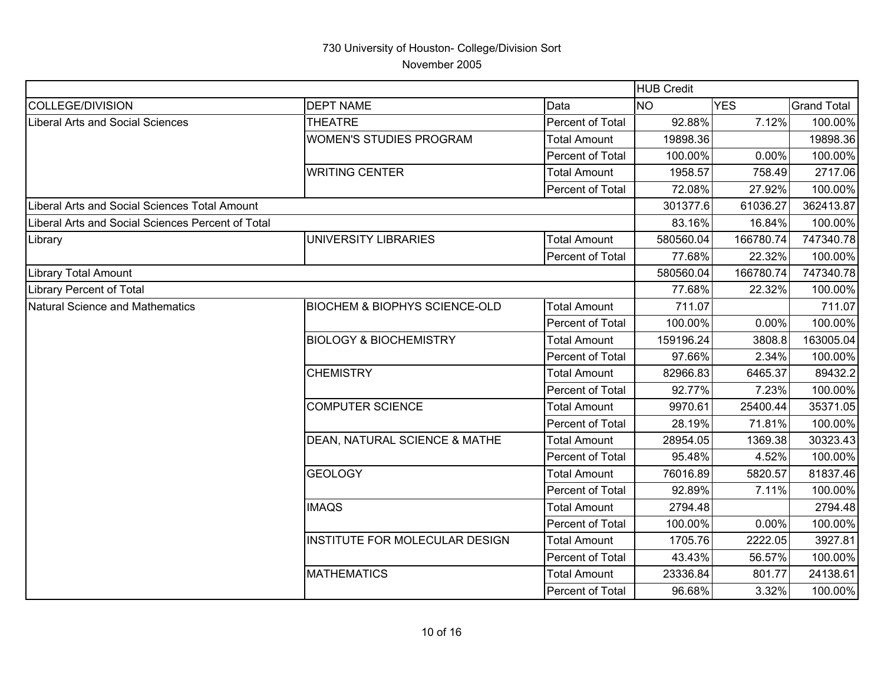# 730 University of Houston- College/Division Sort

November 2005

| | | | HUB Credit | | |
|---|---|---|---|---|---|
| COLLEGE/DIVISION | DEPT NAME | Data | NO | YES | Grand Total |
| Liberal Arts and Social Sciences | THEATRE | Percent of Total | 92.88% | 7.12% | 100.00% |
| | WOMEN'S STUDIES PROGRAM | Total Amount | 19898.36 | | 19898.36 |
| | | Percent of Total | 100.00% | 0.00% | 100.00% |
| | WRITING CENTER | Total Amount | 1958.57 | 758.49 | 2717.06 |
| | | Percent of Total | 72.08% | 27.92% | 100.00% |
| Liberal Arts and Social Sciences Total Amount | | | 301377.6 | 61036.27 | 362413.87 |
| Liberal Arts and Social Sciences Percent of Total | | | 83.16% | 16.84% | 100.00% |
| Library | UNIVERSITY LIBRARIES | Total Amount | 580560.04 | 166780.74 | 747340.78 |
| | | Percent of Total | 77.68% | 22.32% | 100.00% |
| Library Total Amount | | | 580560.04 | 166780.74 | 747340.78 |
| Library Percent of Total | | | 77.68% | 22.32% | 100.00% |
| Natural Science and Mathematics | BIOCHEM & BIOPHYS SCIENCE-OLD | Total Amount | 711.07 | | 711.07 |
| | | Percent of Total | 100.00% | 0.00% | 100.00% |
| | BIOLOGY & BIOCHEMISTRY | Total Amount | 159196.24 | 3808.8 | 163005.04 |
| | | Percent of Total | 97.66% | 2.34% | 100.00% |
| | CHEMISTRY | Total Amount | 82966.83 | 6465.37 | 89432.2 |
| | | Percent of Total | 92.77% | 7.23% | 100.00% |
| | COMPUTER SCIENCE | Total Amount | 9970.61 | 25400.44 | 35371.05 |
| | | Percent of Total | 28.19% | 71.81% | 100.00% |
| | DEAN, NATURAL SCIENCE & MATHE | Total Amount | 28954.05 | 1369.38 | 30323.43 |
| | | Percent of Total | 95.48% | 4.52% | 100.00% |
| | GEOLOGY | Total Amount | 76016.89 | 5820.57 | 81837.46 |
| | | Percent of Total | 92.89% | 7.11% | 100.00% |
| | IMAQS | Total Amount | 2794.48 | | 2794.48 |
| | | Percent of Total | 100.00% | 0.00% | 100.00% |
| | INSTITUTE FOR MOLECULAR DESIGN | Total Amount | 1705.76 | 2222.05 | 3927.81 |
| | | Percent of Total | 43.43% | 56.57% | 100.00% |
| | MATHEMATICS | Total Amount | 23336.84 | 801.77 | 24138.61 |
| | | Percent of Total | 96.68% | 3.32% | 100.00% |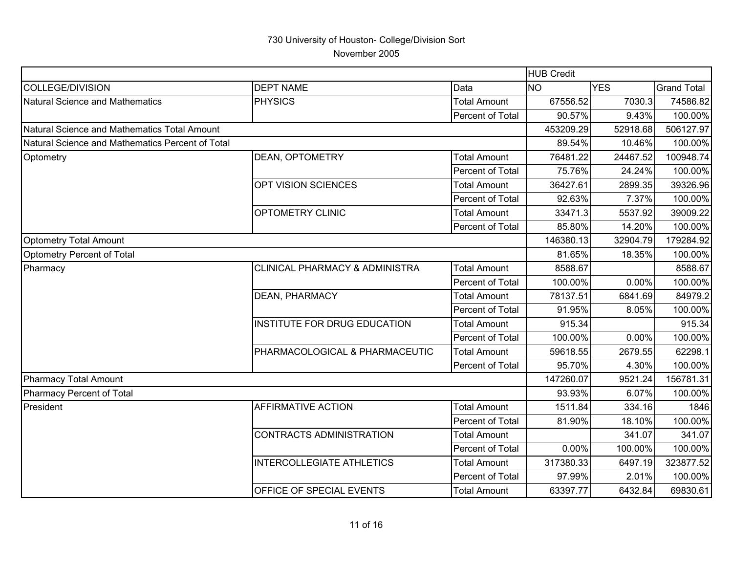730 University of Houston- College/Division Sort

November 2005

| | | | HUB Credit | | |
|---|---|---|---|---|---|
| COLLEGE/DIVISION | DEPT NAME | Data | NO | YES | Grand Total |
| Natural Science and Mathematics | PHYSICS | Total Amount | 67556.52 | 7030.3 | 74586.82 |
| | | Percent of Total | 90.57% | 9.43% | 100.00% |
| Natural Science and Mathematics Total Amount | | | 453209.29 | 52918.68 | 506127.97 |
| Natural Science and Mathematics Percent of Total | | | 89.54% | 10.46% | 100.00% |
| Optometry | DEAN, OPTOMETRY | Total Amount | 76481.22 | 24467.52 | 100948.74 |
| | | Percent of Total | 75.76% | 24.24% | 100.00% |
| | OPT VISION SCIENCES | Total Amount | 36427.61 | 2899.35 | 39326.96 |
| | | Percent of Total | 92.63% | 7.37% | 100.00% |
| | OPTOMETRY CLINIC | Total Amount | 33471.3 | 5537.92 | 39009.22 |
| | | Percent of Total | 85.80% | 14.20% | 100.00% |
| Optometry Total Amount | | | 146380.13 | 32904.79 | 179284.92 |
| Optometry Percent of Total | | | 81.65% | 18.35% | 100.00% |
| Pharmacy | CLINICAL PHARMACY & ADMINISTRA | Total Amount | 8588.67 | | 8588.67 |
| | | Percent of Total | 100.00% | 0.00% | 100.00% |
| | DEAN, PHARMACY | Total Amount | 78137.51 | 6841.69 | 84979.2 |
| | | Percent of Total | 91.95% | 8.05% | 100.00% |
| | INSTITUTE FOR DRUG EDUCATION | Total Amount | 915.34 | | 915.34 |
| | | Percent of Total | 100.00% | 0.00% | 100.00% |
| | PHARMACOLOGICAL & PHARMACEUTIC | Total Amount | 59618.55 | 2679.55 | 62298.1 |
| | | Percent of Total | 95.70% | 4.30% | 100.00% |
| Pharmacy Total Amount | | | 147260.07 | 9521.24 | 156781.31 |
| Pharmacy Percent of Total | | | 93.93% | 6.07% | 100.00% |
| President | AFFIRMATIVE ACTION | Total Amount | 1511.84 | 334.16 | 1846 |
| | | Percent of Total | 81.90% | 18.10% | 100.00% |
| | CONTRACTS ADMINISTRATION | Total Amount | | 341.07 | 341.07 |
| | | Percent of Total | 0.00% | 100.00% | 100.00% |
| | INTERCOLLEGIATE ATHLETICS | Total Amount | 317380.33 | 6497.19 | 323877.52 |
| | | Percent of Total | 97.99% | 2.01% | 100.00% |
| | OFFICE OF SPECIAL EVENTS | Total Amount | 63397.77 | 6432.84 | 69830.61 |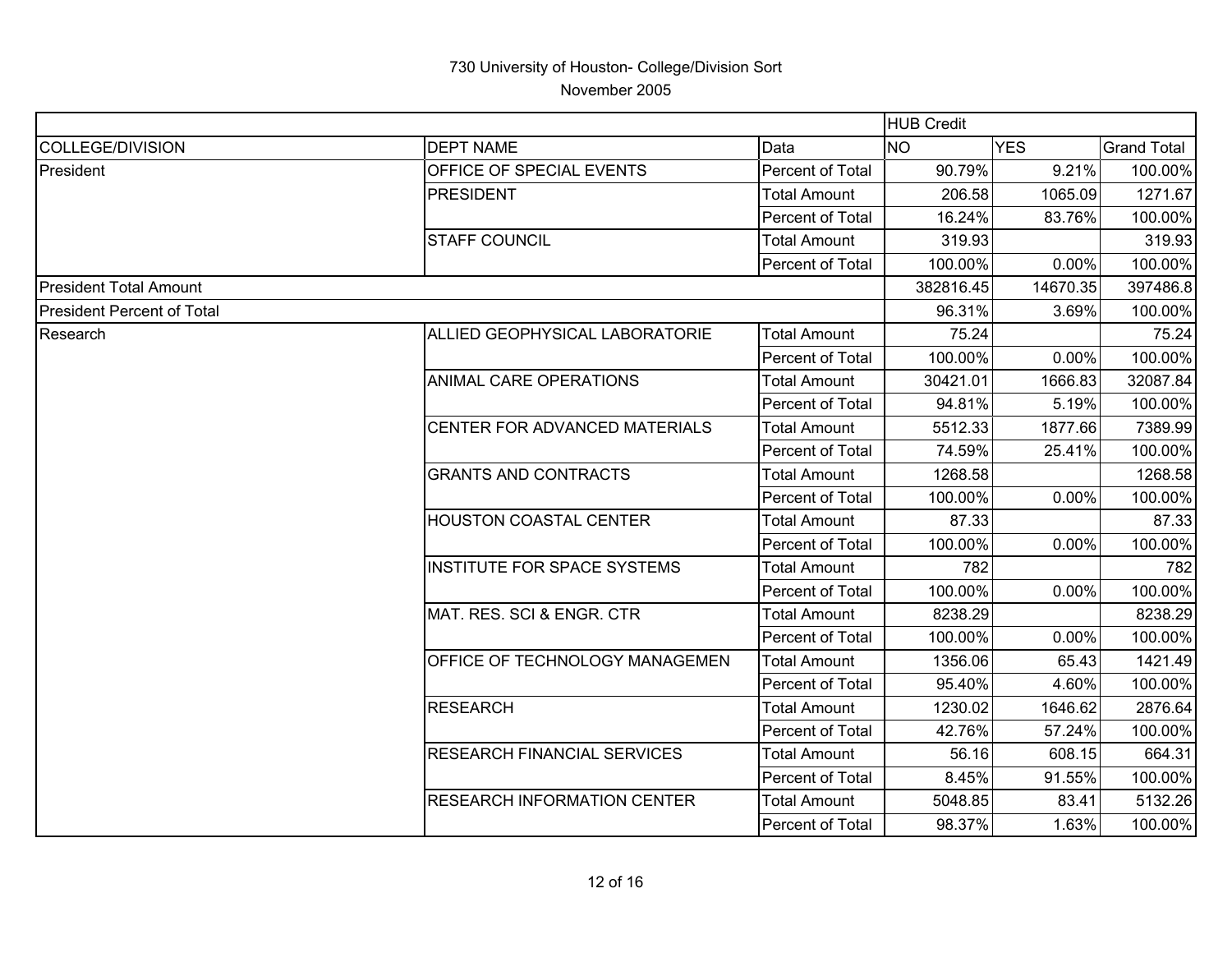730 University of Houston- College/Division Sort

November 2005

| | | | HUB Credit | | |
|---|---|---|---|---|---|
| COLLEGE/DIVISION | DEPT NAME | Data | NO | YES | Grand Total |
| President | OFFICE OF SPECIAL EVENTS | Percent of Total | 90.79% | 9.21% | 100.00% |
| | PRESIDENT | Total Amount | 206.58 | 1065.09 | 1271.67 |
| | | Percent of Total | 16.24% | 83.76% | 100.00% |
| | STAFF COUNCIL | Total Amount | 319.93 | | 319.93 |
| | | Percent of Total | 100.00% | 0.00% | 100.00% |
| President Total Amount | | | 382816.45 | 14670.35 | 397486.8 |
| President Percent of Total | | | 96.31% | 3.69% | 100.00% |
| Research | ALLIED GEOPHYSICAL LABORATORIE | Total Amount | 75.24 | | 75.24 |
| | | Percent of Total | 100.00% | 0.00% | 100.00% |
| | ANIMAL CARE OPERATIONS | Total Amount | 30421.01 | 1666.83 | 32087.84 |
| | | Percent of Total | 94.81% | 5.19% | 100.00% |
| | CENTER FOR ADVANCED MATERIALS | Total Amount | 5512.33 | 1877.66 | 7389.99 |
| | | Percent of Total | 74.59% | 25.41% | 100.00% |
| | GRANTS AND CONTRACTS | Total Amount | 1268.58 | | 1268.58 |
| | | Percent of Total | 100.00% | 0.00% | 100.00% |
| | HOUSTON COASTAL CENTER | Total Amount | 87.33 | | 87.33 |
| | | Percent of Total | 100.00% | 0.00% | 100.00% |
| | INSTITUTE FOR SPACE SYSTEMS | Total Amount | 782 | | 782 |
| | | Percent of Total | 100.00% | 0.00% | 100.00% |
| | MAT. RES. SCI & ENGR. CTR | Total Amount | 8238.29 | | 8238.29 |
| | | Percent of Total | 100.00% | 0.00% | 100.00% |
| | OFFICE OF TECHNOLOGY MANAGEMEN | Total Amount | 1356.06 | 65.43 | 1421.49 |
| | | Percent of Total | 95.40% | 4.60% | 100.00% |
| | RESEARCH | Total Amount | 1230.02 | 1646.62 | 2876.64 |
| | | Percent of Total | 42.76% | 57.24% | 100.00% |
| | RESEARCH FINANCIAL SERVICES | Total Amount | 56.16 | 608.15 | 664.31 |
| | | Percent of Total | 8.45% | 91.55% | 100.00% |
| | RESEARCH INFORMATION CENTER | Total Amount | 5048.85 | 83.41 | 5132.26 |
| | | Percent of Total | 98.37% | 1.63% | 100.00% |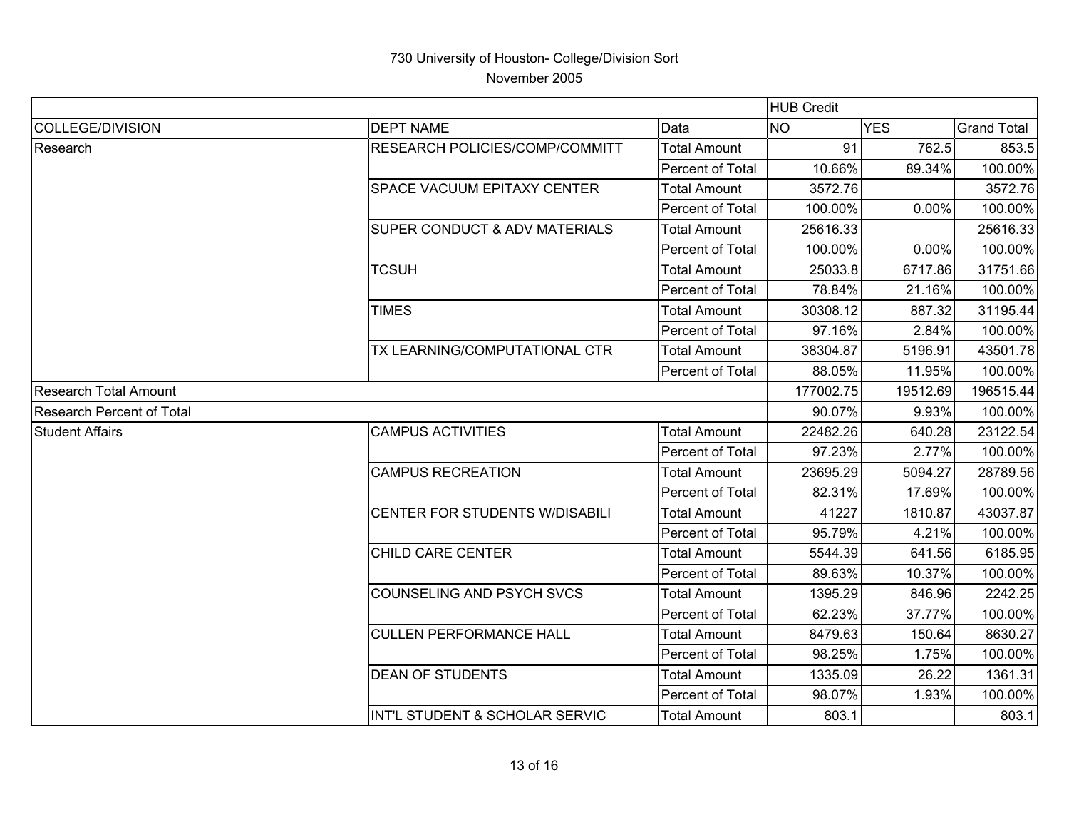730 University of Houston- College/Division Sort

November 2005

| | | | HUB Credit | | |
|---|---|---|---|---|---|
| COLLEGE/DIVISION | DEPT NAME | Data | NO | YES | Grand Total |
| Research | RESEARCH POLICIES/COMP/COMMITT | Total Amount | 91 | 762.5 | 853.5 |
| | | Percent of Total | 10.66% | 89.34% | 100.00% |
| | SPACE VACUUM EPITAXY CENTER | Total Amount | 3572.76 | | 3572.76 |
| | | Percent of Total | 100.00% | 0.00% | 100.00% |
| | SUPER CONDUCT & ADV MATERIALS | Total Amount | 25616.33 | | 25616.33 |
| | | Percent of Total | 100.00% | 0.00% | 100.00% |
| | TCSUH | Total Amount | 25033.8 | 6717.86 | 31751.66 |
| | | Percent of Total | 78.84% | 21.16% | 100.00% |
| | TIMES | Total Amount | 30308.12 | 887.32 | 31195.44 |
| | | Percent of Total | 97.16% | 2.84% | 100.00% |
| | TX LEARNING/COMPUTATIONAL CTR | Total Amount | 38304.87 | 5196.91 | 43501.78 |
| | | Percent of Total | 88.05% | 11.95% | 100.00% |
| Research Total Amount | | | 177002.75 | 19512.69 | 196515.44 |
| Research Percent of Total | | | 90.07% | 9.93% | 100.00% |
| Student Affairs | CAMPUS ACTIVITIES | Total Amount | 22482.26 | 640.28 | 23122.54 |
| | | Percent of Total | 97.23% | 2.77% | 100.00% |
| | CAMPUS RECREATION | Total Amount | 23695.29 | 5094.27 | 28789.56 |
| | | Percent of Total | 82.31% | 17.69% | 100.00% |
| | CENTER FOR STUDENTS W/DISABILI | Total Amount | 41227 | 1810.87 | 43037.87 |
| | | Percent of Total | 95.79% | 4.21% | 100.00% |
| | CHILD CARE CENTER | Total Amount | 5544.39 | 641.56 | 6185.95 |
| | | Percent of Total | 89.63% | 10.37% | 100.00% |
| | COUNSELING AND PSYCH SVCS | Total Amount | 1395.29 | 846.96 | 2242.25 |
| | | Percent of Total | 62.23% | 37.77% | 100.00% |
| | CULLEN PERFORMANCE HALL | Total Amount | 8479.63 | 150.64 | 8630.27 |
| | | Percent of Total | 98.25% | 1.75% | 100.00% |
| | DEAN OF STUDENTS | Total Amount | 1335.09 | 26.22 | 1361.31 |
| | | Percent of Total | 98.07% | 1.93% | 100.00% |
| | INT'L STUDENT & SCHOLAR SERVIC | Total Amount | 803.1 | | 803.1 |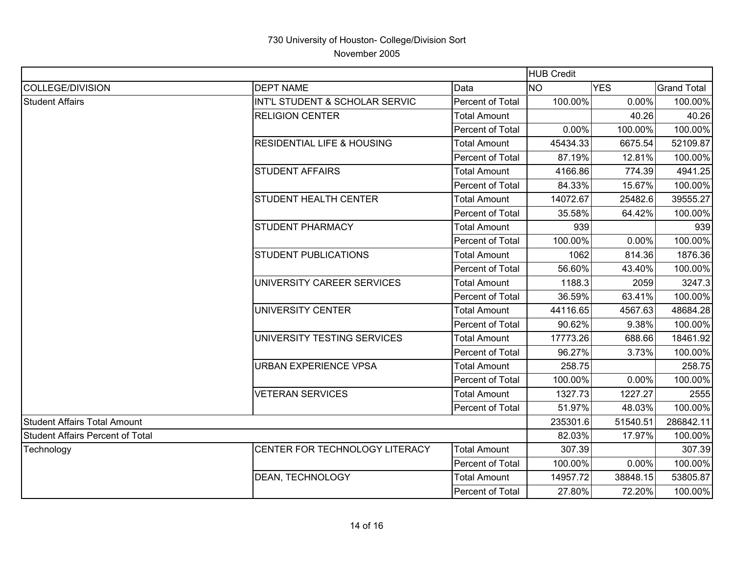# 730 University of Houston- College/Division Sort

November 2005

| | | | HUB Credit | | |
|---|---|---|---|---|---|
| COLLEGE/DIVISION | DEPT NAME | Data | NO | YES | Grand Total |
| Student Affairs | INT'L STUDENT & SCHOLAR SERVIC | Percent of Total | 100.00% | 0.00% | 100.00% |
| | RELIGION CENTER | Total Amount | | 40.26 | 40.26 |
| | | Percent of Total | 0.00% | 100.00% | 100.00% |
| | RESIDENTIAL LIFE & HOUSING | Total Amount | 45434.33 | 6675.54 | 52109.87 |
| | | Percent of Total | 87.19% | 12.81% | 100.00% |
| | STUDENT AFFAIRS | Total Amount | 4166.86 | 774.39 | 4941.25 |
| | | Percent of Total | 84.33% | 15.67% | 100.00% |
| | STUDENT HEALTH CENTER | Total Amount | 14072.67 | 25482.6 | 39555.27 |
| | | Percent of Total | 35.58% | 64.42% | 100.00% |
| | STUDENT PHARMACY | Total Amount | 939 | | 939 |
| | | Percent of Total | 100.00% | 0.00% | 100.00% |
| | STUDENT PUBLICATIONS | Total Amount | 1062 | 814.36 | 1876.36 |
| | | Percent of Total | 56.60% | 43.40% | 100.00% |
| | UNIVERSITY CAREER SERVICES | Total Amount | 1188.3 | 2059 | 3247.3 |
| | | Percent of Total | 36.59% | 63.41% | 100.00% |
| | UNIVERSITY CENTER | Total Amount | 44116.65 | 4567.63 | 48684.28 |
| | | Percent of Total | 90.62% | 9.38% | 100.00% |
| | UNIVERSITY TESTING SERVICES | Total Amount | 17773.26 | 688.66 | 18461.92 |
| | | Percent of Total | 96.27% | 3.73% | 100.00% |
| | URBAN EXPERIENCE VPSA | Total Amount | 258.75 | | 258.75 |
| | | Percent of Total | 100.00% | 0.00% | 100.00% |
| | VETERAN SERVICES | Total Amount | 1327.73 | 1227.27 | 2555 |
| | | Percent of Total | 51.97% | 48.03% | 100.00% |
| Student Affairs Total Amount | | | 235301.6 | 51540.51 | 286842.11 |
| Student Affairs Percent of Total | | | 82.03% | 17.97% | 100.00% |
| Technology | CENTER FOR TECHNOLOGY LITERACY | Total Amount | 307.39 | | 307.39 |
| | | Percent of Total | 100.00% | 0.00% | 100.00% |
| | DEAN, TECHNOLOGY | Total Amount | 14957.72 | 38848.15 | 53805.87 |
| | | Percent of Total | 27.80% | 72.20% | 100.00% |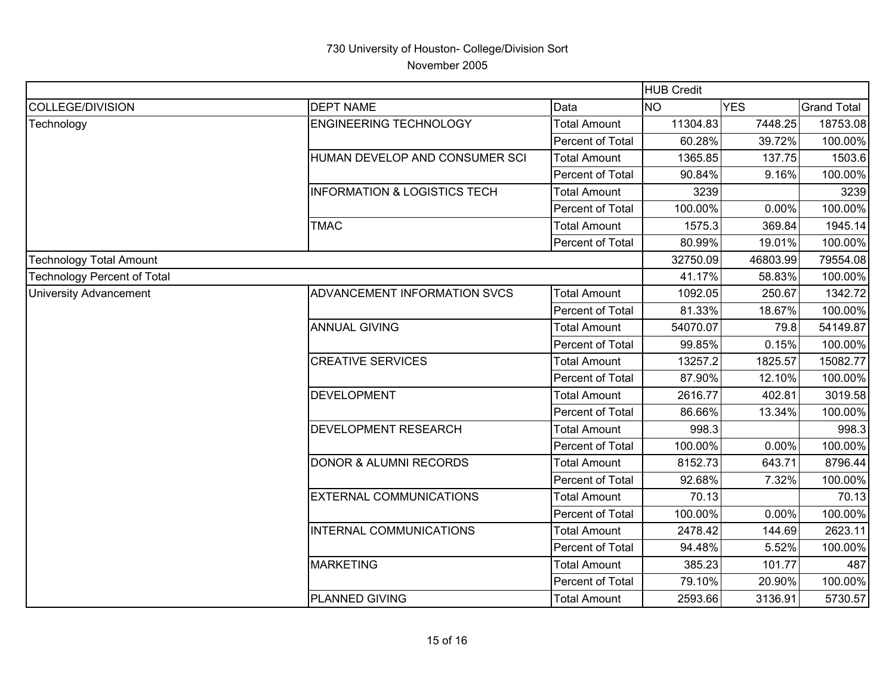730 University of Houston- College/Division Sort

November 2005

| | | | HUB Credit | | |
|---|---|---|---|---|---|
| COLLEGE/DIVISION | DEPT NAME | Data | NO | YES | Grand Total |
| Technology | ENGINEERING TECHNOLOGY | Total Amount | 11304.83 | 7448.25 | 18753.08 |
| | | Percent of Total | 60.28% | 39.72% | 100.00% |
| | HUMAN DEVELOP AND CONSUMER SCI | Total Amount | 1365.85 | 137.75 | 1503.6 |
| | | Percent of Total | 90.84% | 9.16% | 100.00% |
| | INFORMATION & LOGISTICS TECH | Total Amount | 3239 | | 3239 |
| | | Percent of Total | 100.00% | 0.00% | 100.00% |
| | TMAC | Total Amount | 1575.3 | 369.84 | 1945.14 |
| | | Percent of Total | 80.99% | 19.01% | 100.00% |
| Technology Total Amount | | | 32750.09 | 46803.99 | 79554.08 |
| Technology Percent of Total | | | 41.17% | 58.83% | 100.00% |
| University Advancement | ADVANCEMENT INFORMATION SVCS | Total Amount | 1092.05 | 250.67 | 1342.72 |
| | | Percent of Total | 81.33% | 18.67% | 100.00% |
| | ANNUAL GIVING | Total Amount | 54070.07 | 79.8 | 54149.87 |
| | | Percent of Total | 99.85% | 0.15% | 100.00% |
| | CREATIVE SERVICES | Total Amount | 13257.2 | 1825.57 | 15082.77 |
| | | Percent of Total | 87.90% | 12.10% | 100.00% |
| | DEVELOPMENT | Total Amount | 2616.77 | 402.81 | 3019.58 |
| | | Percent of Total | 86.66% | 13.34% | 100.00% |
| | DEVELOPMENT RESEARCH | Total Amount | 998.3 | | 998.3 |
| | | Percent of Total | 100.00% | 0.00% | 100.00% |
| | DONOR & ALUMNI RECORDS | Total Amount | 8152.73 | 643.71 | 8796.44 |
| | | Percent of Total | 92.68% | 7.32% | 100.00% |
| | EXTERNAL COMMUNICATIONS | Total Amount | 70.13 | | 70.13 |
| | | Percent of Total | 100.00% | 0.00% | 100.00% |
| | INTERNAL COMMUNICATIONS | Total Amount | 2478.42 | 144.69 | 2623.11 |
| | | Percent of Total | 94.48% | 5.52% | 100.00% |
| | MARKETING | Total Amount | 385.23 | 101.77 | 487 |
| | | Percent of Total | 79.10% | 20.90% | 100.00% |
| | PLANNED GIVING | Total Amount | 2593.66 | 3136.91 | 5730.57 |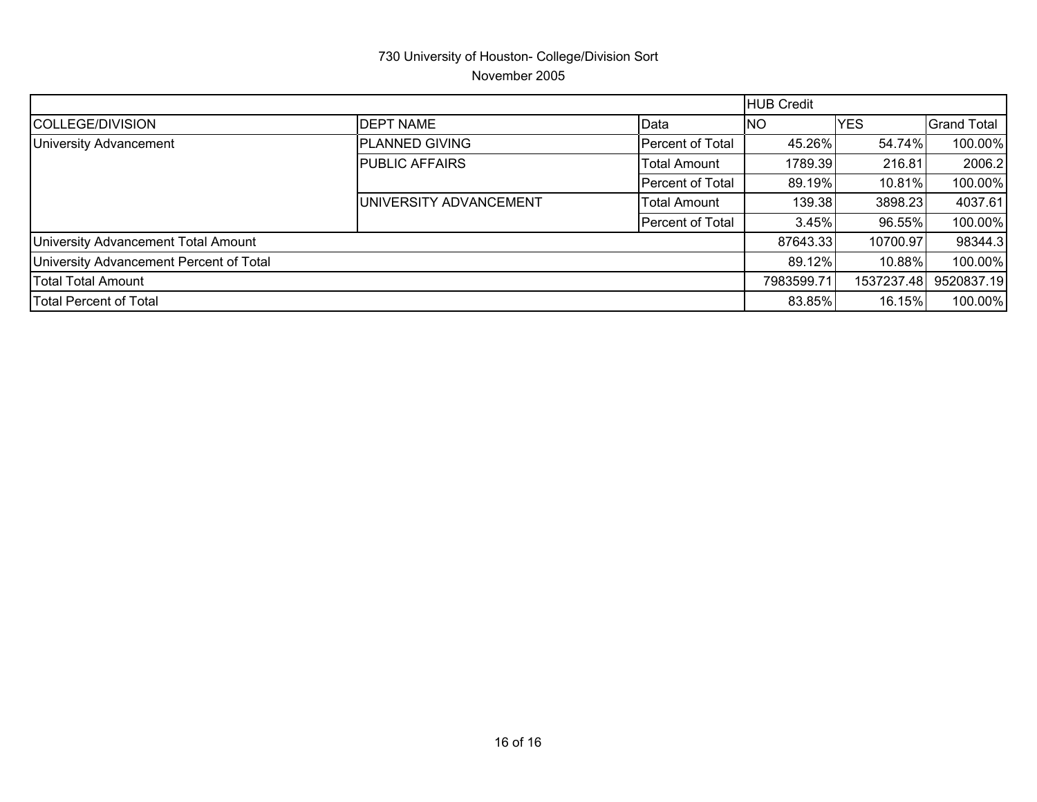730 University of Houston- College/Division Sort

November 2005

| | | | HUB Credit | | |
|---|---|---|---|---|---|
| COLLEGE/DIVISION | DEPT NAME | Data | NO | YES | Grand Total |
| University Advancement | PLANNED GIVING | Percent of Total | 45.26% | 54.74% | 100.00% |
| | PUBLIC AFFAIRS | Total Amount | 1789.39 | 216.81 | 2006.2 |
| | | Percent of Total | 89.19% | 10.81% | 100.00% |
| | UNIVERSITY ADVANCEMENT | Total Amount | 139.38 | 3898.23 | 4037.61 |
| | | Percent of Total | 3.45% | 96.55% | 100.00% |
| University Advancement Total Amount | | | 87643.33 | 10700.97 | 98344.3 |
| University Advancement Percent of Total | | | 89.12% | 10.88% | 100.00% |
| Total Total Amount | | | 7983599.71 | 1537237.48 | 9520837.19 |
| Total Percent of Total | | | 83.85% | 16.15% | 100.00% |